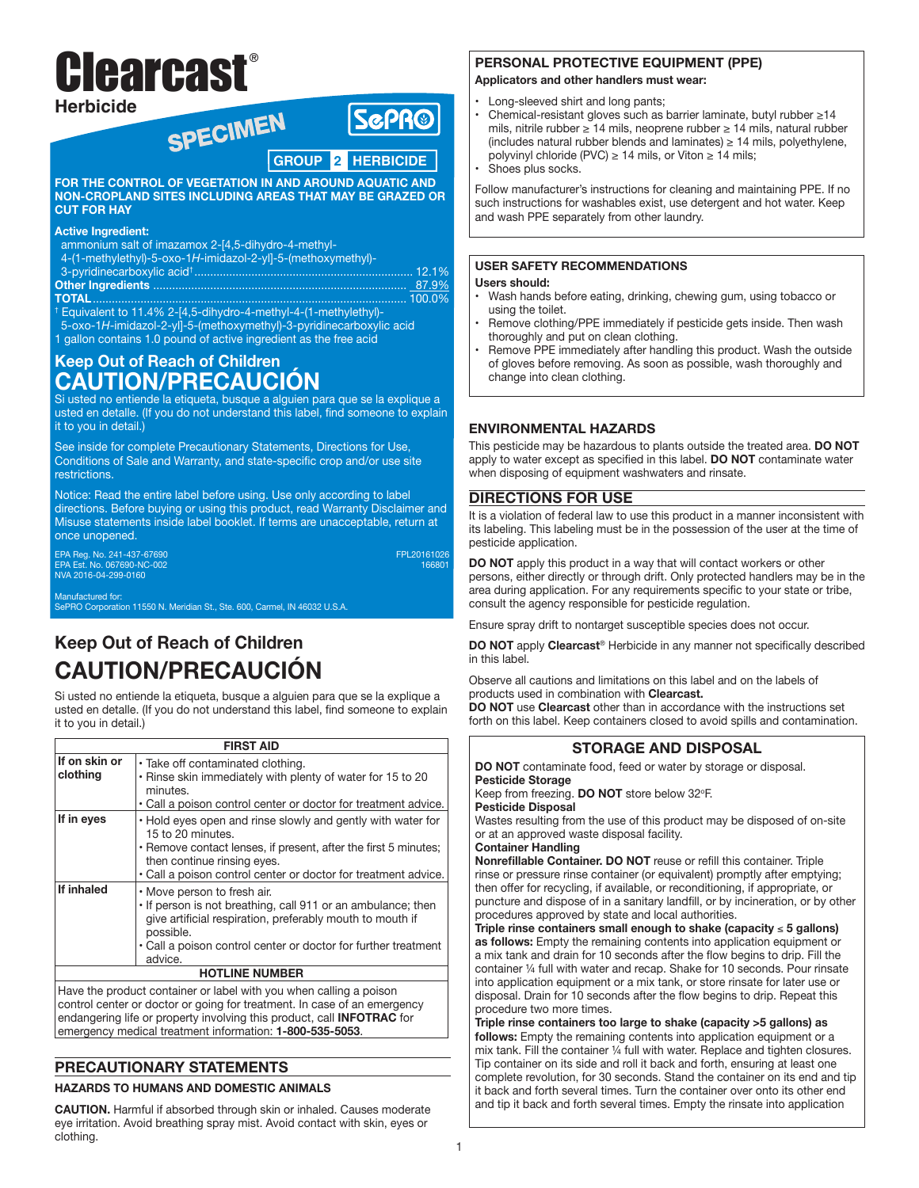# Clearcast®

## Herbicide

SPECIMEN

SePRO

GROUP 2 HERBICIDE

**FOR THE CONTROL OF VEGETATION IN AND AROUND AQUATIC AND NON-CROPLAND SITES INCLUDING AREAS THAT MAY BE GRAZED OR CUT FOR HAY**

**Active Ingredient:**

ammonium salt of imazamox 2-[4,5-dihydro-4-methyl-4-(1-methylethyl)-5-oxo-1*H*-imidazol-2-yl]-5-(methoxymethyl)-3-pyridinecarboxylic acid† ........ 12.1%
**Other Ingredients** ........ 87.9%
**TOTAL** ........ 100.0%

† Equivalent to 11.4% 2-[4,5-dihydro-4-methyl-4-(1-methylethyl)-5-oxo-1*H*-imidazol-2-yl]-5-(methoxymethyl)-3-pyridinecarboxylic acid
1 gallon contains 1.0 pound of active ingredient as the free acid

## Keep Out of Reach of Children

# CAUTION/PRECAUCIÓN

Si usted no entiende la etiqueta, busque a alguien para que se la explique a usted en detalle. (If you do not understand this label, find someone to explain it to you in detail.)

See inside for complete Precautionary Statements, Directions for Use, Conditions of Sale and Warranty, and state-specific crop and/or use site restrictions.

Notice: Read the entire label before using. Use only according to label directions. Before buying or using this product, read Warranty Disclaimer and Misuse statements inside label booklet. If terms are unacceptable, return at once unopened.

EPA Reg. No. 241-437-67690
EPA Est. No. 067690-NC-002
NVA 2016-04-299-0160

FPL20161026
166801

Manufactured for:
SePRO Corporation 11550 N. Meridian St., Ste. 600, Carmel, IN 46032 U.S.A.

## Keep Out of Reach of Children

# CAUTION/PRECAUCIÓN

Si usted no entiende la etiqueta, busque a alguien para que se la explique a usted en detalle. (If you do not understand this label, find someone to explain it to you in detail.)

| FIRST AID | |
|---|---|
| **If on skin or clothing** | • Take off contaminated clothing.<br>• Rinse skin immediately with plenty of water for 15 to 20 minutes.<br>• Call a poison control center or doctor for treatment advice. |
| **If in eyes** | • Hold eyes open and rinse slowly and gently with water for 15 to 20 minutes.<br>• Remove contact lenses, if present, after the first 5 minutes; then continue rinsing eyes.<br>• Call a poison control center or doctor for treatment advice. |
| **If inhaled** | • Move person to fresh air.<br>• If person is not breathing, call 911 or an ambulance; then give artificial respiration, preferably mouth to mouth if possible.<br>• Call a poison control center or doctor for further treatment advice. |
| **HOTLINE NUMBER** | |
| Have the product container or label with you when calling a poison control center or doctor or going for treatment. In case of an emergency endangering life or property involving this product, call **INFOTRAC** for emergency medical treatment information: **1-800-535-5053**. | |

## PRECAUTIONARY STATEMENTS

### HAZARDS TO HUMANS AND DOMESTIC ANIMALS

**CAUTION.** Harmful if absorbed through skin or inhaled. Causes moderate eye irritation. Avoid breathing spray mist. Avoid contact with skin, eyes or clothing.

### PERSONAL PROTECTIVE EQUIPMENT (PPE)

**Applicators and other handlers must wear:**

- Long-sleeved shirt and long pants;
- Chemical-resistant gloves such as barrier laminate, butyl rubber ≥14 mils, nitrile rubber ≥ 14 mils, neoprene rubber ≥ 14 mils, natural rubber (includes natural rubber blends and laminates) ≥ 14 mils, polyethylene, polyvinyl chloride (PVC) ≥ 14 mils, or Viton ≥ 14 mils;
- Shoes plus socks.

Follow manufacturer's instructions for cleaning and maintaining PPE. If no such instructions for washables exist, use detergent and hot water. Keep and wash PPE separately from other laundry.

### USER SAFETY RECOMMENDATIONS

**Users should:**

- Wash hands before eating, drinking, chewing gum, using tobacco or using the toilet.
- Remove clothing/PPE immediately if pesticide gets inside. Then wash thoroughly and put on clean clothing.
- Remove PPE immediately after handling this product. Wash the outside of gloves before removing. As soon as possible, wash thoroughly and change into clean clothing.

### ENVIRONMENTAL HAZARDS

This pesticide may be hazardous to plants outside the treated area. **DO NOT** apply to water except as specified in this label. **DO NOT** contaminate water when disposing of equipment washwaters and rinsate.

## DIRECTIONS FOR USE

It is a violation of federal law to use this product in a manner inconsistent with its labeling. This labeling must be in the possession of the user at the time of pesticide application.

**DO NOT** apply this product in a way that will contact workers or other persons, either directly or through drift. Only protected handlers may be in the area during application. For any requirements specific to your state or tribe, consult the agency responsible for pesticide regulation.

Ensure spray drift to nontarget susceptible species does not occur.

**DO NOT** apply **Clearcast**® Herbicide in any manner not specifically described in this label.

Observe all cautions and limitations on this label and on the labels of products used in combination with **Clearcast.**
**DO NOT** use **Clearcast** other than in accordance with the instructions set forth on this label. Keep containers closed to avoid spills and contamination.

## STORAGE AND DISPOSAL

**DO NOT** contaminate food, feed or water by storage or disposal.

**Pesticide Storage**
Keep from freezing. **DO NOT** store below 32°F.

**Pesticide Disposal**
Wastes resulting from the use of this product may be disposed of on-site or at an approved waste disposal facility.

**Container Handling**
**Nonrefillable Container. DO NOT** reuse or refill this container. Triple rinse or pressure rinse container (or equivalent) promptly after emptying; then offer for recycling, if available, or reconditioning, if appropriate, or puncture and dispose of in a sanitary landfill, or by incineration, or by other procedures approved by state and local authorities.

**Triple rinse containers small enough to shake (capacity ≤ 5 gallons) as follows:** Empty the remaining contents into application equipment or a mix tank and drain for 10 seconds after the flow begins to drip. Fill the container ¼ full with water and recap. Shake for 10 seconds. Pour rinsate into application equipment or a mix tank, or store rinsate for later use or disposal. Drain for 10 seconds after the flow begins to drip. Repeat this procedure two more times.

**Triple rinse containers too large to shake (capacity >5 gallons) as follows:** Empty the remaining contents into application equipment or a mix tank. Fill the container ¼ full with water. Replace and tighten closures. Tip container on its side and roll it back and forth, ensuring at least one complete revolution, for 30 seconds. Stand the container on its end and tip it back and forth several times. Turn the container over onto its other end and tip it back and forth several times. Empty the rinsate into application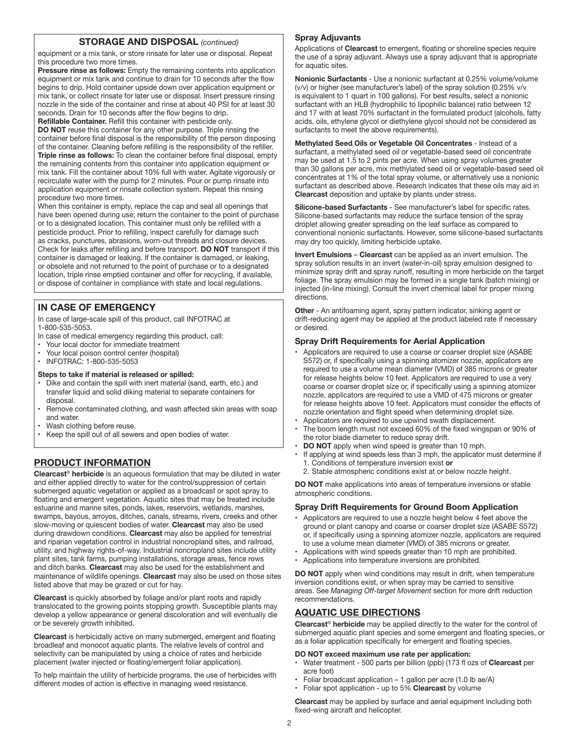## STORAGE AND DISPOSAL *(continued)*

equipment or a mix tank, or store rinsate for later use or disposal. Repeat this procedure two more times.

**Pressure rinse as follows:** Empty the remaining contents into application equipment or mix tank and continue to drain for 10 seconds after the flow begins to drip. Hold container upside down over application equipment or mix tank, or collect rinsate for later use or disposal. Insert pressure rinsing nozzle in the side of the container and rinse at about 40 PSI for at least 30 seconds. Drain for 10 seconds after the flow begins to drip.

**Refillable Container.** Refill this container with pesticide only.

**DO NOT** reuse this container for any other purpose. Triple rinsing the container before final disposal is the responsibility of the person disposing of the container. Cleaning before refilling is the responsibility of the refiller.

**Triple rinse as follows:** To clean the container before final disposal, empty the remaining contents from this container into application equipment or mix tank. Fill the container about 10% full with water. Agitate vigorously or recirculate water with the pump for 2 minutes. Pour or pump rinsate into application equipment or rinsate collection system. Repeat this rinsing procedure two more times.

When this container is empty, replace the cap and seal all openings that have been opened during use; return the container to the point of purchase or to a designated location. This container must only be refilled with a pesticide product. Prior to refilling, inspect carefully for damage such as cracks, punctures, abrasions, worn-out threads and closure devices. Check for leaks after refilling and before transport. **DO NOT** transport if this container is damaged or leaking. If the container is damaged, or leaking, or obsolete and not returned to the point of purchase or to a designated location, triple rinse emptied container and offer for recycling, if available, or dispose of container in compliance with state and local regulations.

## IN CASE OF EMERGENCY

In case of large-scale spill of this product, call INFOTRAC at 1-800-535-5053.

In case of medical emergency regarding this product, call:

- Your local doctor for immediate treatment
- Your local poison control center (hospital)
- INFOTRAC: 1-800-535-5053

**Steps to take if material is released or spilled:**

- Dike and contain the spill with inert material (sand, earth, etc.) and transfer liquid and solid diking material to separate containers for disposal.
- Remove contaminated clothing, and wash affected skin areas with soap and water.
- Wash clothing before reuse.
- Keep the spill out of all sewers and open bodies of water.

## PRODUCT INFORMATION

**Clearcast® herbicide** is an aqueous formulation that may be diluted in water and either applied directly to water for the control/suppression of certain submerged aquatic vegetation or applied as a broadcast or spot spray to floating and emergent vegetation. Aquatic sites that may be treated include estuarine and marine sites, ponds, lakes, reservoirs, wetlands, marshes, swamps, bayous, arroyos, ditches, canals, streams, rivers, creeks and other slow-moving or quiescent bodies of water. **Clearcast** may also be used during drawdown conditions. **Clearcast** may also be applied for terrestrial and riparian vegetation control in industrial noncropland sites, and railroad, utility, and highway rights-of-way. Industrial noncropland sites include utility plant sites, tank farms, pumping installations, storage areas, fence rows and ditch banks. **Clearcast** may also be used for the establishment and maintenance of wildlife openings. **Clearcast** may also be used on those sites listed above that may be grazed or cut for hay.

**Clearcast** is quickly absorbed by foliage and/or plant roots and rapidly translocated to the growing points stopping growth. Susceptible plants may develop a yellow appearance or general discoloration and will eventually die or be severely growth inhibited.

**Clearcast** is herbicidally active on many submerged, emergent and floating broadleaf and monocot aquatic plants. The relative levels of control and selectivity can be manipulated by using a choice of rates and herbicide placement (water injected or floating/emergent foliar application).

To help maintain the utility of herbicide programs, the use of herbicides with different modes of action is effective in managing weed resistance.

### Spray Adjuvants

Applications of **Clearcast** to emergent, floating or shoreline species require the use of a spray adjuvant. Always use a spray adjuvant that is appropriate for aquatic sites.

**Nonionic Surfactants** - Use a nonionic surfactant at 0.25% volume/volume (v/v) or higher (see manufacturer's label) of the spray solution (0.25% v/v is equivalent to 1 quart in 100 gallons). For best results, select a nonionic surfactant with an HLB (hydrophilic to lipophilic balance) ratio between 12 and 17 with at least 70% surfactant in the formulated product (alcohols, fatty acids, oils, ethylene glycol or diethylene glycol should not be considered as surfactants to meet the above requirements).

**Methylated Seed Oils or Vegetable Oil Concentrates** - Instead of a surfactant, a methylated seed oil or vegetable-based seed oil concentrate may be used at 1.5 to 2 pints per acre. When using spray volumes greater than 30 gallons per acre, mix methylated seed oil or vegetable-based seed oil concentrates at 1% of the total spray volume, or alternatively use a nonionic surfactant as described above. Research indicates that these oils may aid in **Clearcast** deposition and uptake by plants under stress.

**Silicone-based Surfactants** - See manufacturer's label for specific rates. Silicone-based surfactants may reduce the surface tension of the spray droplet allowing greater spreading on the leaf surface as compared to conventional nonionic surfactants. However, some silicone-based surfactants may dry too quickly, limiting herbicide uptake.

**Invert Emulsions** – **Clearcast** can be applied as an invert emulsion. The spray solution results in an invert (water-in-oil) spray emulsion designed to minimize spray drift and spray runoff, resulting in more herbicide on the target foliage. The spray emulsion may be formed in a single tank (batch mixing) or injected (in-line mixing). Consult the invert chemical label for proper mixing directions.

**Other** - An antifoaming agent, spray pattern indicator, sinking agent or drift-reducing agent may be applied at the product labeled rate if necessary or desired.

### Spray Drift Requirements for Aerial Application

- Applicators are required to use a coarse or coarser droplet size (ASABE S572) or, if specifically using a spinning atomizer nozzle, applicators are required to use a volume mean diameter (VMD) of 385 microns or greater for release heights below 10 feet. Applicators are required to use a very coarse or coarser droplet size or, if specifically using a spinning atomizer nozzle, applicators are required to use a VMD of 475 microns or greater for release heights above 10 feet. Applicators must consider the effects of nozzle orientation and flight speed when determining droplet size.
- Applicators are required to use upwind swath displacement.
- The boom length must not exceed 60% of the fixed wingspan or 90% of the rotor blade diameter to reduce spray drift.
- **DO NOT** apply when wind speed is greater than 10 mph.
- If applying at wind speeds less than 3 mph, the applicator must determine if
  1. Conditions of temperature inversion exist **or**
  2. Stable atmospheric conditions exist at or below nozzle height.

**DO NOT** make applications into areas of temperature inversions or stable atmospheric conditions.

### Spray Drift Requirements for Ground Boom Application

- Applicators are required to use a nozzle height below 4 feet above the ground or plant canopy and coarse or coarser droplet size (ASABE S572) or, if specifically using a spinning atomizer nozzle, applicators are required to use a volume mean diameter (VMD) of 385 microns or greater.
- Applications with wind speeds greater than 10 mph are prohibited.
- Applications into temperature inversions are prohibited.

**DO NOT** apply when wind conditions may result in drift, when temperature inversion conditions exist, or when spray may be carried to sensitive areas. See *Managing Off-target Movement* section for more drift reduction recommendations.

## AQUATIC USE DIRECTIONS

**Clearcast® herbicide** may be applied directly to the water for the control of submerged aquatic plant species and some emergent and floating species, or as a foliar application specifically for emergent and floating species.

**DO NOT exceed maximum use rate per application:**

- Water treatment - 500 parts per billion (ppb) (173 fl ozs of **Clearcast** per acre foot)
- Foliar broadcast application – 1 gallon per acre (1.0 lb ae/A)
- Foliar spot application - up to 5% **Clearcast** by volume

**Clearcast** may be applied by surface and aerial equipment including both fixed-wing aircraft and helicopter.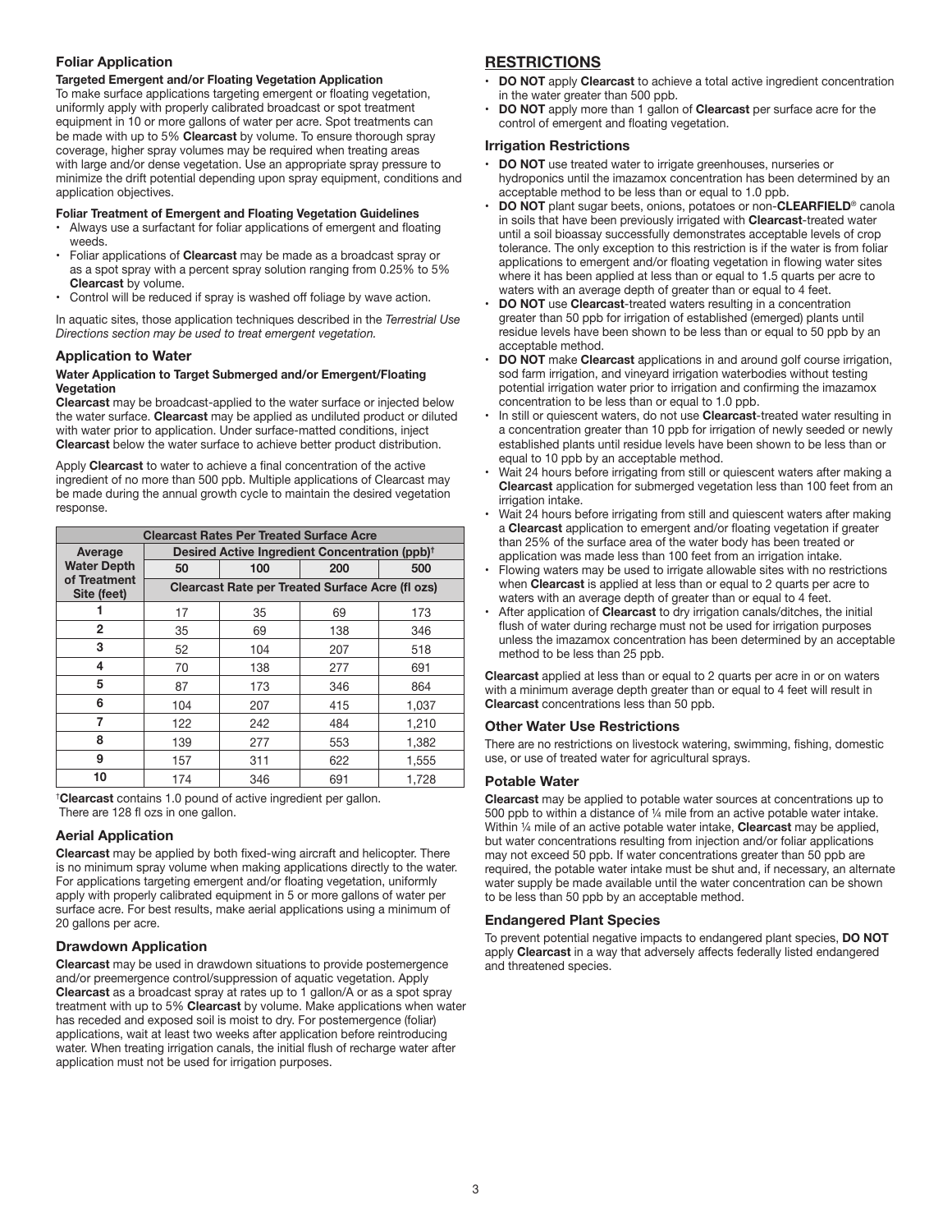### Foliar Application

**Targeted Emergent and/or Floating Vegetation Application**

To make surface applications targeting emergent or floating vegetation, uniformly apply with properly calibrated broadcast or spot treatment equipment in 10 or more gallons of water per acre. Spot treatments can be made with up to 5% **Clearcast** by volume. To ensure thorough spray coverage, higher spray volumes may be required when treating areas with large and/or dense vegetation. Use an appropriate spray pressure to minimize the drift potential depending upon spray equipment, conditions and application objectives.

**Foliar Treatment of Emergent and Floating Vegetation Guidelines**

- Always use a surfactant for foliar applications of emergent and floating weeds.
- Foliar applications of **Clearcast** may be made as a broadcast spray or as a spot spray with a percent spray solution ranging from 0.25% to 5% **Clearcast** by volume.
- Control will be reduced if spray is washed off foliage by wave action.

In aquatic sites, those application techniques described in the *Terrestrial Use Directions section may be used to treat emergent vegetation.*

### Application to Water

**Water Application to Target Submerged and/or Emergent/Floating Vegetation**

**Clearcast** may be broadcast-applied to the water surface or injected below the water surface. **Clearcast** may be applied as undiluted product or diluted with water prior to application. Under surface-matted conditions, inject **Clearcast** below the water surface to achieve better product distribution.

Apply **Clearcast** to water to achieve a final concentration of the active ingredient of no more than 500 ppb. Multiple applications of Clearcast may be made during the annual growth cycle to maintain the desired vegetation response.

| Clearcast Rates Per Treated Surface Acre | | | | |
|---|---|---|---|---|
| **Average Water Depth of Treatment Site (feet)** | **Desired Active Ingredient Concentration (ppb)†** | | | |
| | **50** | **100** | **200** | **500** |
| | **Clearcast Rate per Treated Surface Acre (fl ozs)** | | | |
| **1** | 17 | 35 | 69 | 173 |
| **2** | 35 | 69 | 138 | 346 |
| **3** | 52 | 104 | 207 | 518 |
| **4** | 70 | 138 | 277 | 691 |
| **5** | 87 | 173 | 346 | 864 |
| **6** | 104 | 207 | 415 | 1,037 |
| **7** | 122 | 242 | 484 | 1,210 |
| **8** | 139 | 277 | 553 | 1,382 |
| **9** | 157 | 311 | 622 | 1,555 |
| **10** | 174 | 346 | 691 | 1,728 |

†**Clearcast** contains 1.0 pound of active ingredient per gallon. There are 128 fl ozs in one gallon.

### Aerial Application

**Clearcast** may be applied by both fixed-wing aircraft and helicopter. There is no minimum spray volume when making applications directly to the water. For applications targeting emergent and/or floating vegetation, uniformly apply with properly calibrated equipment in 5 or more gallons of water per surface acre. For best results, make aerial applications using a minimum of 20 gallons per acre.

### Drawdown Application

**Clearcast** may be used in drawdown situations to provide postemergence and/or preemergence control/suppression of aquatic vegetation. Apply **Clearcast** as a broadcast spray at rates up to 1 gallon/A or as a spot spray treatment with up to 5% **Clearcast** by volume. Make applications when water has receded and exposed soil is moist to dry. For postemergence (foliar) applications, wait at least two weeks after application before reintroducing water. When treating irrigation canals, the initial flush of recharge water after application must not be used for irrigation purposes.

## RESTRICTIONS

- **DO NOT** apply **Clearcast** to achieve a total active ingredient concentration in the water greater than 500 ppb.
- **DO NOT** apply more than 1 gallon of **Clearcast** per surface acre for the control of emergent and floating vegetation.

### Irrigation Restrictions

- **DO NOT** use treated water to irrigate greenhouses, nurseries or hydroponics until the imazamox concentration has been determined by an acceptable method to be less than or equal to 1.0 ppb.
- **DO NOT** plant sugar beets, onions, potatoes or non-**CLEARFIELD**® canola in soils that have been previously irrigated with **Clearcast**-treated water until a soil bioassay successfully demonstrates acceptable levels of crop tolerance. The only exception to this restriction is if the water is from foliar applications to emergent and/or floating vegetation in flowing water sites where it has been applied at less than or equal to 1.5 quarts per acre to waters with an average depth of greater than or equal to 4 feet.
- **DO NOT** use **Clearcast**-treated waters resulting in a concentration greater than 50 ppb for irrigation of established (emerged) plants until residue levels have been shown to be less than or equal to 50 ppb by an acceptable method.
- **DO NOT** make **Clearcast** applications in and around golf course irrigation, sod farm irrigation, and vineyard irrigation waterbodies without testing potential irrigation water prior to irrigation and confirming the imazamox concentration to be less than or equal to 1.0 ppb.
- In still or quiescent waters, do not use **Clearcast**-treated water resulting in a concentration greater than 10 ppb for irrigation of newly seeded or newly established plants until residue levels have been shown to be less than or equal to 10 ppb by an acceptable method.
- Wait 24 hours before irrigating from still or quiescent waters after making a **Clearcast** application for submerged vegetation less than 100 feet from an irrigation intake.
- Wait 24 hours before irrigating from still and quiescent waters after making a **Clearcast** application to emergent and/or floating vegetation if greater than 25% of the surface area of the water body has been treated or application was made less than 100 feet from an irrigation intake.
- Flowing waters may be used to irrigate allowable sites with no restrictions when **Clearcast** is applied at less than or equal to 2 quarts per acre to waters with an average depth of greater than or equal to 4 feet.
- After application of **Clearcast** to dry irrigation canals/ditches, the initial flush of water during recharge must not be used for irrigation purposes unless the imazamox concentration has been determined by an acceptable method to be less than 25 ppb.

**Clearcast** applied at less than or equal to 2 quarts per acre in or on waters with a minimum average depth greater than or equal to 4 feet will result in **Clearcast** concentrations less than 50 ppb.

### Other Water Use Restrictions

There are no restrictions on livestock watering, swimming, fishing, domestic use, or use of treated water for agricultural sprays.

### Potable Water

**Clearcast** may be applied to potable water sources at concentrations up to 500 ppb to within a distance of ¼ mile from an active potable water intake. Within ¼ mile of an active potable water intake, **Clearcast** may be applied, but water concentrations resulting from injection and/or foliar applications may not exceed 50 ppb. If water concentrations greater than 50 ppb are required, the potable water intake must be shut and, if necessary, an alternate water supply be made available until the water concentration can be shown to be less than 50 ppb by an acceptable method.

### Endangered Plant Species

To prevent potential negative impacts to endangered plant species, **DO NOT** apply **Clearcast** in a way that adversely affects federally listed endangered and threatened species.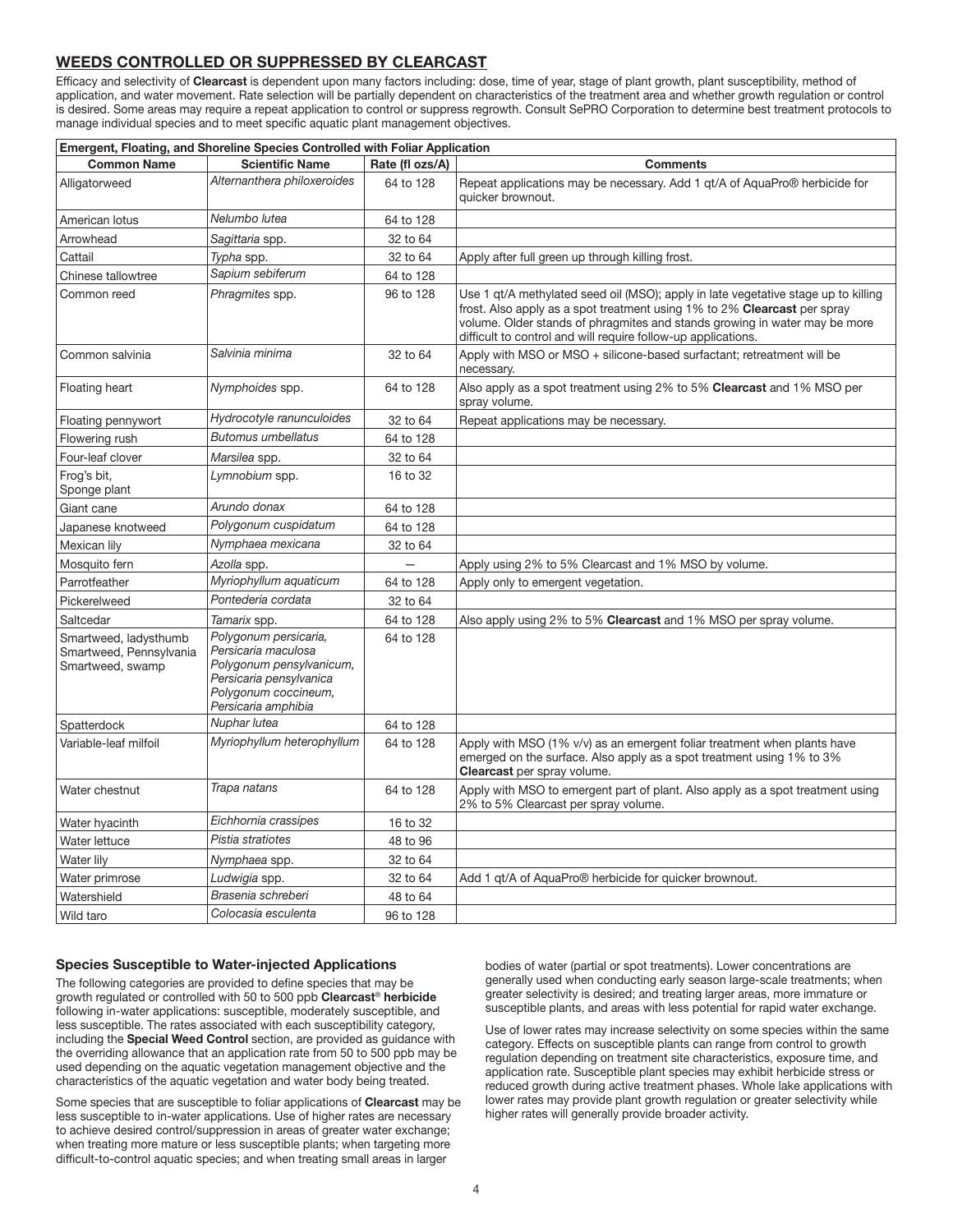## WEEDS CONTROLLED OR SUPPRESSED BY CLEARCAST

Efficacy and selectivity of **Clearcast** is dependent upon many factors including: dose, time of year, stage of plant growth, plant susceptibility, method of application, and water movement. Rate selection will be partially dependent on characteristics of the treatment area and whether growth regulation or control is desired. Some areas may require a repeat application to control or suppress regrowth. Consult SePRO Corporation to determine best treatment protocols to manage individual species and to meet specific aquatic plant management objectives.

| Emergent, Floating, and Shoreline Species Controlled with Foliar Application | | | |
|---|---|---|---|
| **Common Name** | **Scientific Name** | **Rate (fl ozs/A)** | **Comments** |
| Alligatorweed | *Alternanthera philoxeroides* | 64 to 128 | Repeat applications may be necessary. Add 1 qt/A of AquaPro® herbicide for quicker brownout. |
| American lotus | *Nelumbo lutea* | 64 to 128 | |
| Arrowhead | *Sagittaria* spp. | 32 to 64 | |
| Cattail | *Typha* spp. | 32 to 64 | Apply after full green up through killing frost. |
| Chinese tallowtree | *Sapium sebiferum* | 64 to 128 | |
| Common reed | *Phragmites* spp. | 96 to 128 | Use 1 qt/A methylated seed oil (MSO); apply in late vegetative stage up to killing frost. Also apply as a spot treatment using 1% to 2% **Clearcast** per spray volume. Older stands of phragmites and stands growing in water may be more difficult to control and will require follow-up applications. |
| Common salvinia | *Salvinia minima* | 32 to 64 | Apply with MSO or MSO + silicone-based surfactant; retreatment will be necessary. |
| Floating heart | *Nymphoides* spp. | 64 to 128 | Also apply as a spot treatment using 2% to 5% **Clearcast** and 1% MSO per spray volume. |
| Floating pennywort | *Hydrocotyle ranunculoides* | 32 to 64 | Repeat applications may be necessary. |
| Flowering rush | *Butomus umbellatus* | 64 to 128 | |
| Four-leaf clover | *Marsilea* spp. | 32 to 64 | |
| Frog's bit, Sponge plant | *Lymnobium* spp. | 16 to 32 | |
| Giant cane | *Arundo donax* | 64 to 128 | |
| Japanese knotweed | *Polygonum cuspidatum* | 64 to 128 | |
| Mexican lily | *Nymphaea mexicana* | 32 to 64 | |
| Mosquito fern | *Azolla* spp. | — | Apply using 2% to 5% Clearcast and 1% MSO by volume. |
| Parrotfeather | *Myriophyllum aquaticum* | 64 to 128 | Apply only to emergent vegetation. |
| Pickerelweed | *Pontederia cordata* | 32 to 64 | |
| Saltcedar | *Tamarix* spp. | 64 to 128 | Also apply using 2% to 5% **Clearcast** and 1% MSO per spray volume. |
| Smartweed, ladysthumb Smartweed, Pennsylvania Smartweed, swamp | *Polygonum persicaria, Persicaria maculosa Polygonum pensylvanicum, Persicaria pensylvanica Polygonum coccineum, Persicaria amphibia* | 64 to 128 | |
| Spatterdock | *Nuphar lutea* | 64 to 128 | |
| Variable-leaf milfoil | *Myriophyllum heterophyllum* | 64 to 128 | Apply with MSO (1% v/v) as an emergent foliar treatment when plants have emerged on the surface. Also apply as a spot treatment using 1% to 3% **Clearcast** per spray volume. |
| Water chestnut | *Trapa natans* | 64 to 128 | Apply with MSO to emergent part of plant. Also apply as a spot treatment using 2% to 5% Clearcast per spray volume. |
| Water hyacinth | *Eichhornia crassipes* | 16 to 32 | |
| Water lettuce | *Pistia stratiotes* | 48 to 96 | |
| Water lily | *Nymphaea* spp. | 32 to 64 | |
| Water primrose | *Ludwigia* spp. | 32 to 64 | Add 1 qt/A of AquaPro® herbicide for quicker brownout. |
| Watershield | *Brasenia schreberi* | 48 to 64 | |
| Wild taro | *Colocasia esculenta* | 96 to 128 | |

### Species Susceptible to Water-injected Applications

The following categories are provided to define species that may be growth regulated or controlled with 50 to 500 ppb **Clearcast® herbicide** following in-water applications: susceptible, moderately susceptible, and less susceptible. The rates associated with each susceptibility category, including the **Special Weed Control** section, are provided as guidance with the overriding allowance that an application rate from 50 to 500 ppb may be used depending on the aquatic vegetation management objective and the characteristics of the aquatic vegetation and water body being treated.

Some species that are susceptible to foliar applications of **Clearcast** may be less susceptible to in-water applications. Use of higher rates are necessary to achieve desired control/suppression in areas of greater water exchange; when treating more mature or less susceptible plants; when targeting more difficult-to-control aquatic species; and when treating small areas in larger bodies of water (partial or spot treatments). Lower concentrations are generally used when conducting early season large-scale treatments; when greater selectivity is desired; and treating larger areas, more immature or susceptible plants, and areas with less potential for rapid water exchange.

Use of lower rates may increase selectivity on some species within the same category. Effects on susceptible plants can range from control to growth regulation depending on treatment site characteristics, exposure time, and application rate. Susceptible plant species may exhibit herbicide stress or reduced growth during active treatment phases. Whole lake applications with lower rates may provide plant growth regulation or greater selectivity while higher rates will generally provide broader activity.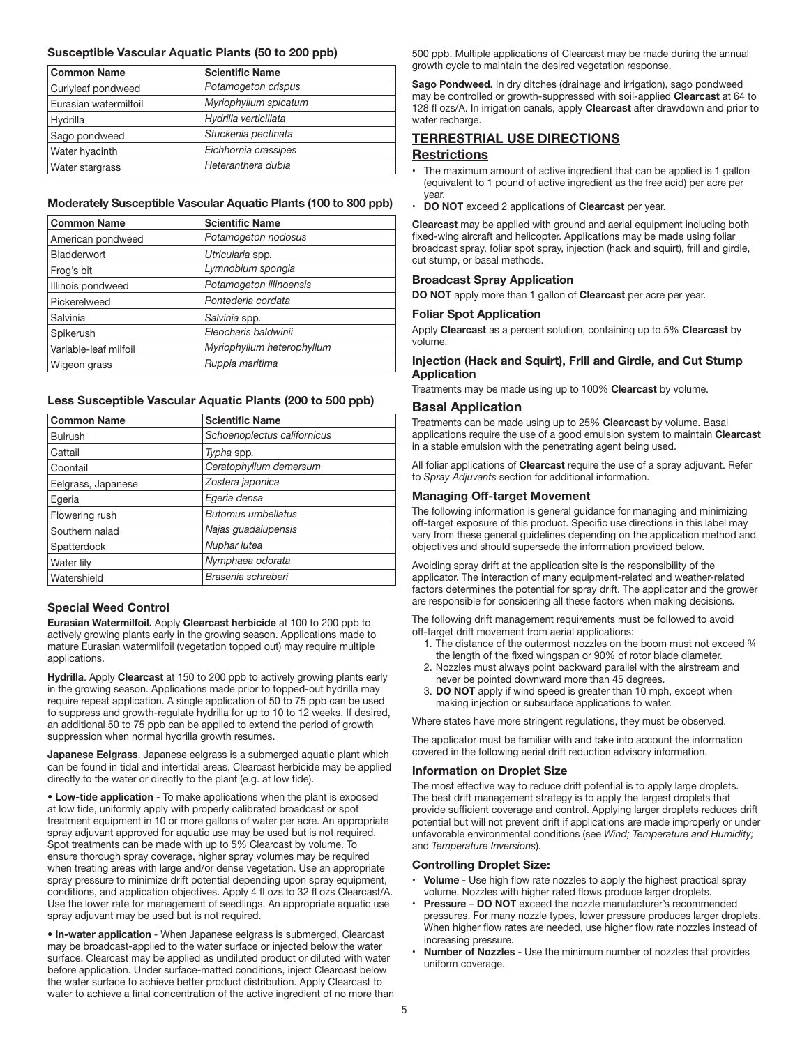### Susceptible Vascular Aquatic Plants (50 to 200 ppb)

| Common Name | Scientific Name |
|---|---|
| Curlyleaf pondweed | *Potamogeton crispus* |
| Eurasian watermilfoil | *Myriophyllum spicatum* |
| Hydrilla | *Hydrilla verticillata* |
| Sago pondweed | *Stuckenia pectinata* |
| Water hyacinth | *Eichhornia crassipes* |
| Water stargrass | *Heteranthera dubia* |

### Moderately Susceptible Vascular Aquatic Plants (100 to 300 ppb)

| Common Name | Scientific Name |
|---|---|
| American pondweed | *Potamogeton nodosus* |
| Bladderwort | *Utricularia* spp. |
| Frog's bit | *Lymnobium spongia* |
| Illinois pondweed | *Potamogeton illinoensis* |
| Pickerelweed | *Pontederia cordata* |
| Salvinia | *Salvinia* spp. |
| Spikerush | *Eleocharis baldwinii* |
| Variable-leaf milfoil | *Myriophyllum heterophyllum* |
| Wigeon grass | *Ruppia maritima* |

### Less Susceptible Vascular Aquatic Plants (200 to 500 ppb)

| Common Name | Scientific Name |
|---|---|
| Bulrush | *Schoenoplectus californicus* |
| Cattail | *Typha* spp. |
| Coontail | *Ceratophyllum demersum* |
| Eelgrass, Japanese | *Zostera japonica* |
| Egeria | *Egeria densa* |
| Flowering rush | *Butomus umbellatus* |
| Southern naiad | *Najas guadalupensis* |
| Spatterdock | *Nuphar lutea* |
| Water lily | *Nymphaea odorata* |
| Watershield | *Brasenia schreberi* |

### Special Weed Control

**Eurasian Watermilfoil.** Apply **Clearcast herbicide** at 100 to 200 ppb to actively growing plants early in the growing season. Applications made to mature Eurasian watermilfoil (vegetation topped out) may require multiple applications.

**Hydrilla**. Apply **Clearcast** at 150 to 200 ppb to actively growing plants early in the growing season. Applications made prior to topped-out hydrilla may require repeat application. A single application of 50 to 75 ppb can be used to suppress and growth-regulate hydrilla for up to 10 to 12 weeks. If desired, an additional 50 to 75 ppb can be applied to extend the period of growth suppression when normal hydrilla growth resumes.

**Japanese Eelgrass**. Japanese eelgrass is a submerged aquatic plant which can be found in tidal and intertidal areas. Clearcast herbicide may be applied directly to the water or directly to the plant (e.g. at low tide).

• **Low-tide application** - To make applications when the plant is exposed at low tide, uniformly apply with properly calibrated broadcast or spot treatment equipment in 10 or more gallons of water per acre. An appropriate spray adjuvant approved for aquatic use may be used but is not required. Spot treatments can be made with up to 5% Clearcast by volume. To ensure thorough spray coverage, higher spray volumes may be required when treating areas with large and/or dense vegetation. Use an appropriate spray pressure to minimize drift potential depending upon spray equipment, conditions, and application objectives. Apply 4 fl ozs to 32 fl ozs Clearcast/A. Use the lower rate for management of seedlings. An appropriate aquatic use spray adjuvant may be used but is not required.

• **In-water application** - When Japanese eelgrass is submerged, Clearcast may be broadcast-applied to the water surface or injected below the water surface. Clearcast may be applied as undiluted product or diluted with water before application. Under surface-matted conditions, inject Clearcast below the water surface to achieve better product distribution. Apply Clearcast to water to achieve a final concentration of the active ingredient of no more than 500 ppb. Multiple applications of Clearcast may be made during the annual growth cycle to maintain the desired vegetation response.

**Sago Pondweed.** In dry ditches (drainage and irrigation), sago pondweed may be controlled or growth-suppressed with soil-applied **Clearcast** at 64 to 128 fl ozs/A. In irrigation canals, apply **Clearcast** after drawdown and prior to water recharge.

## TERRESTRIAL USE DIRECTIONS

### Restrictions

- The maximum amount of active ingredient that can be applied is 1 gallon (equivalent to 1 pound of active ingredient as the free acid) per acre per year.
- **DO NOT** exceed 2 applications of **Clearcast** per year.

**Clearcast** may be applied with ground and aerial equipment including both fixed-wing aircraft and helicopter. Applications may be made using foliar broadcast spray, foliar spot spray, injection (hack and squirt), frill and girdle, cut stump, or basal methods.

### Broadcast Spray Application

**DO NOT** apply more than 1 gallon of **Clearcast** per acre per year.

### Foliar Spot Application

Apply **Clearcast** as a percent solution, containing up to 5% **Clearcast** by volume.

### Injection (Hack and Squirt), Frill and Girdle, and Cut Stump Application

Treatments may be made using up to 100% **Clearcast** by volume.

### Basal Application

Treatments can be made using up to 25% **Clearcast** by volume. Basal applications require the use of a good emulsion system to maintain **Clearcast** in a stable emulsion with the penetrating agent being used.

All foliar applications of **Clearcast** require the use of a spray adjuvant. Refer to *Spray Adjuvants* section for additional information.

### Managing Off-target Movement

The following information is general guidance for managing and minimizing off-target exposure of this product. Specific use directions in this label may vary from these general guidelines depending on the application method and objectives and should supersede the information provided below.

Avoiding spray drift at the application site is the responsibility of the applicator. The interaction of many equipment-related and weather-related factors determines the potential for spray drift. The applicator and the grower are responsible for considering all these factors when making decisions.

The following drift management requirements must be followed to avoid off-target drift movement from aerial applications:

1. The distance of the outermost nozzles on the boom must not exceed ¾ the length of the fixed wingspan or 90% of rotor blade diameter.
2. Nozzles must always point backward parallel with the airstream and never be pointed downward more than 45 degrees.
3. **DO NOT** apply if wind speed is greater than 10 mph, except when making injection or subsurface applications to water.

Where states have more stringent regulations, they must be observed.

The applicator must be familiar with and take into account the information covered in the following aerial drift reduction advisory information.

### Information on Droplet Size

The most effective way to reduce drift potential is to apply large droplets. The best drift management strategy is to apply the largest droplets that provide sufficient coverage and control. Applying larger droplets reduces drift potential but will not prevent drift if applications are made improperly or under unfavorable environmental conditions (see *Wind; Temperature and Humidity;* and *Temperature Inversions*).

### Controlling Droplet Size:

- **Volume** - Use high flow rate nozzles to apply the highest practical spray volume. Nozzles with higher rated flows produce larger droplets.
- **Pressure** – **DO NOT** exceed the nozzle manufacturer's recommended pressures. For many nozzle types, lower pressure produces larger droplets. When higher flow rates are needed, use higher flow rate nozzles instead of increasing pressure.
- **Number of Nozzles** - Use the minimum number of nozzles that provides uniform coverage.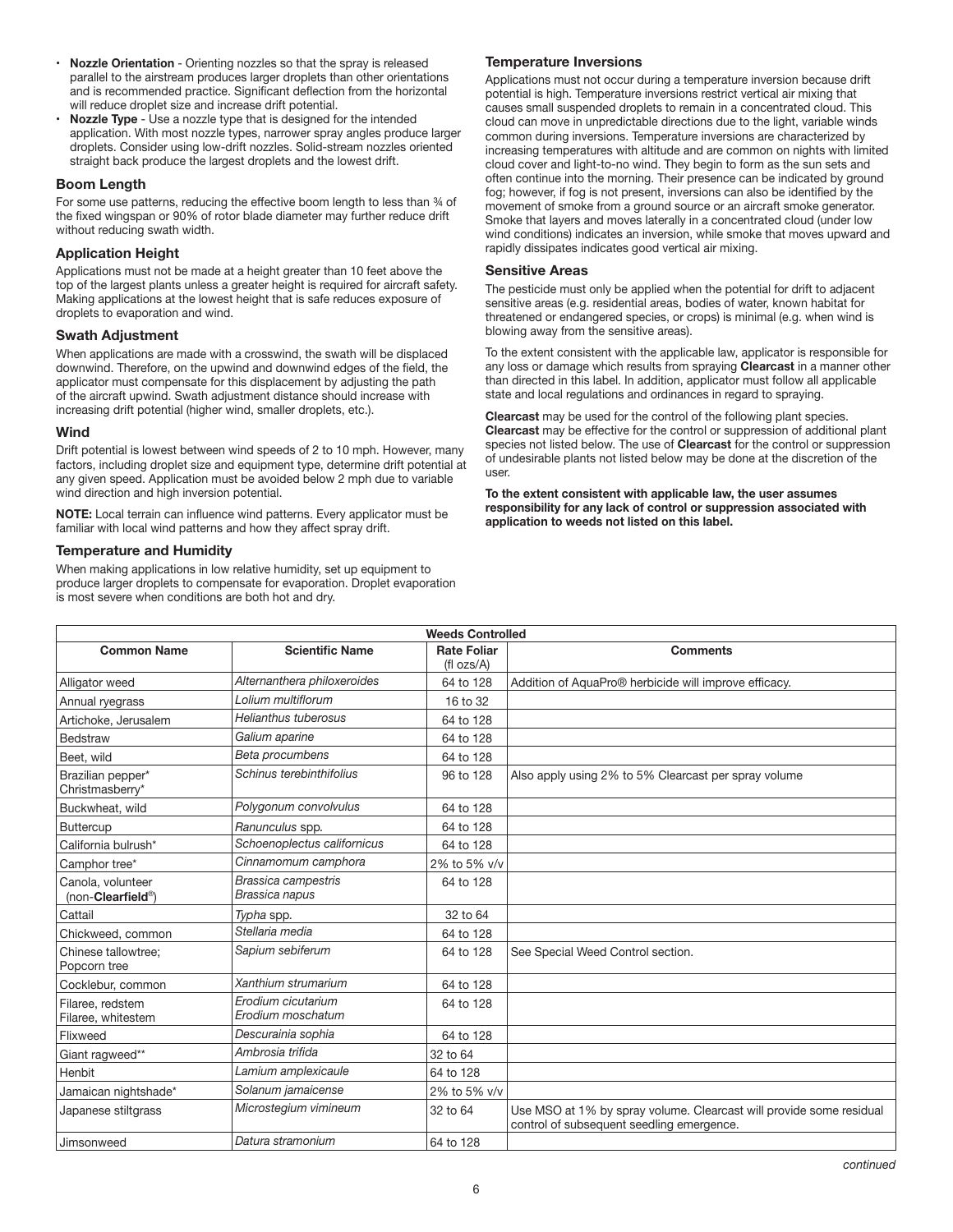- **Nozzle Orientation** - Orienting nozzles so that the spray is released parallel to the airstream produces larger droplets than other orientations and is recommended practice. Significant deflection from the horizontal will reduce droplet size and increase drift potential.
- **Nozzle Type** - Use a nozzle type that is designed for the intended application. With most nozzle types, narrower spray angles produce larger droplets. Consider using low-drift nozzles. Solid-stream nozzles oriented straight back produce the largest droplets and the lowest drift.

### Boom Length

For some use patterns, reducing the effective boom length to less than ¾ of the fixed wingspan or 90% of rotor blade diameter may further reduce drift without reducing swath width.

### Application Height

Applications must not be made at a height greater than 10 feet above the top of the largest plants unless a greater height is required for aircraft safety. Making applications at the lowest height that is safe reduces exposure of droplets to evaporation and wind.

### Swath Adjustment

When applications are made with a crosswind, the swath will be displaced downwind. Therefore, on the upwind and downwind edges of the field, the applicator must compensate for this displacement by adjusting the path of the aircraft upwind. Swath adjustment distance should increase with increasing drift potential (higher wind, smaller droplets, etc.).

### Wind

Drift potential is lowest between wind speeds of 2 to 10 mph. However, many factors, including droplet size and equipment type, determine drift potential at any given speed. Application must be avoided below 2 mph due to variable wind direction and high inversion potential.

**NOTE:** Local terrain can influence wind patterns. Every applicator must be familiar with local wind patterns and how they affect spray drift.

### Temperature and Humidity

When making applications in low relative humidity, set up equipment to produce larger droplets to compensate for evaporation. Droplet evaporation is most severe when conditions are both hot and dry.

### Temperature Inversions

Applications must not occur during a temperature inversion because drift potential is high. Temperature inversions restrict vertical air mixing that causes small suspended droplets to remain in a concentrated cloud. This cloud can move in unpredictable directions due to the light, variable winds common during inversions. Temperature inversions are characterized by increasing temperatures with altitude and are common on nights with limited cloud cover and light-to-no wind. They begin to form as the sun sets and often continue into the morning. Their presence can be indicated by ground fog; however, if fog is not present, inversions can also be identified by the movement of smoke from a ground source or an aircraft smoke generator. Smoke that layers and moves laterally in a concentrated cloud (under low wind conditions) indicates an inversion, while smoke that moves upward and rapidly dissipates indicates good vertical air mixing.

### Sensitive Areas

The pesticide must only be applied when the potential for drift to adjacent sensitive areas (e.g. residential areas, bodies of water, known habitat for threatened or endangered species, or crops) is minimal (e.g. when wind is blowing away from the sensitive areas).

To the extent consistent with the applicable law, applicator is responsible for any loss or damage which results from spraying **Clearcast** in a manner other than directed in this label. In addition, applicator must follow all applicable state and local regulations and ordinances in regard to spraying.

**Clearcast** may be used for the control of the following plant species. **Clearcast** may be effective for the control or suppression of additional plant species not listed below. The use of **Clearcast** for the control or suppression of undesirable plants not listed below may be done at the discretion of the user.

**To the extent consistent with applicable law, the user assumes responsibility for any lack of control or suppression associated with application to weeds not listed on this label.**

| Weeds Controlled | | | |
|---|---|---|---|
| **Common Name** | **Scientific Name** | **Rate Foliar** (fl ozs/A) | **Comments** |
| Alligator weed | *Alternanthera philoxeroides* | 64 to 128 | Addition of AquaPro® herbicide will improve efficacy. |
| Annual ryegrass | *Lolium multiflorum* | 16 to 32 | |
| Artichoke, Jerusalem | *Helianthus tuberosus* | 64 to 128 | |
| Bedstraw | *Galium aparine* | 64 to 128 | |
| Beet, wild | *Beta procumbens* | 64 to 128 | |
| Brazilian pepper* Christmasberry* | *Schinus terebinthifolius* | 96 to 128 | Also apply using 2% to 5% Clearcast per spray volume |
| Buckwheat, wild | *Polygonum convolvulus* | 64 to 128 | |
| Buttercup | *Ranunculus* spp. | 64 to 128 | |
| California bulrush* | *Schoenoplectus californicus* | 64 to 128 | |
| Camphor tree* | *Cinnamomum camphora* | 2% to 5% v/v | |
| Canola, volunteer (non-**Clearfield**®) | *Brassica campestris* *Brassica napus* | 64 to 128 | |
| Cattail | *Typha* spp. | 32 to 64 | |
| Chickweed, common | *Stellaria media* | 64 to 128 | |
| Chinese tallowtree; Popcorn tree | *Sapium sebiferum* | 64 to 128 | See Special Weed Control section. |
| Cocklebur, common | *Xanthium strumarium* | 64 to 128 | |
| Filaree, redstem Filaree, whitestem | *Erodium cicutarium* *Erodium moschatum* | 64 to 128 | |
| Flixweed | *Descurainia sophia* | 64 to 128 | |
| Giant ragweed** | *Ambrosia trifida* | 32 to 64 | |
| Henbit | *Lamium amplexicaule* | 64 to 128 | |
| Jamaican nightshade* | *Solanum jamaicense* | 2% to 5% v/v | |
| Japanese stiltgrass | *Microstegium vimineum* | 32 to 64 | Use MSO at 1% by spray volume. Clearcast will provide some residual control of subsequent seedling emergence. |
| Jimsonweed | *Datura stramonium* | 64 to 128 | |

*continued*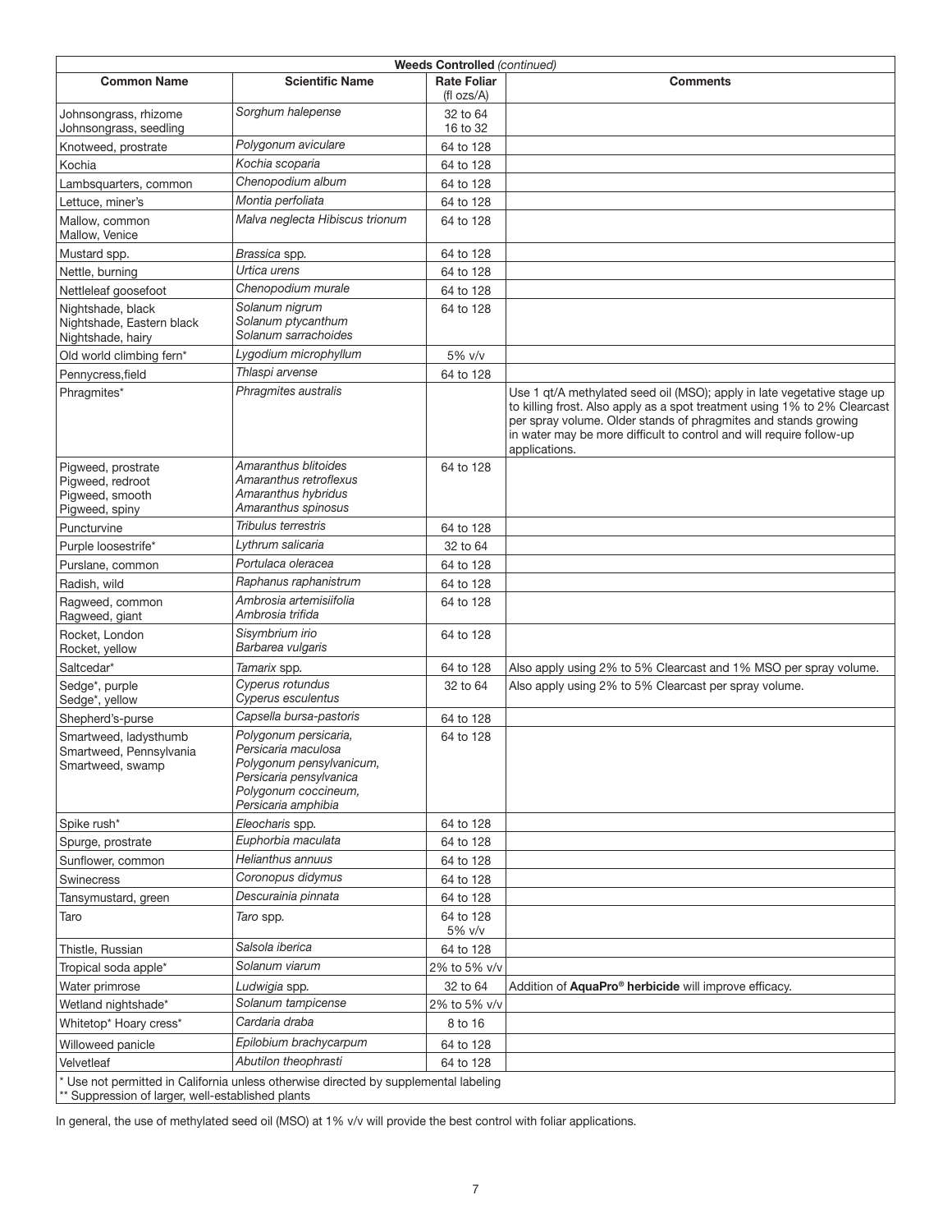| Weeds Controlled *(continued)* | | | |
|---|---|---|---|
| **Common Name** | **Scientific Name** | **Rate Foliar** (fl ozs/A) | **Comments** |
| Johnsongrass, rhizome<br>Johnsongrass, seedling | *Sorghum halepense* | 32 to 64<br>16 to 32 | |
| Knotweed, prostrate | *Polygonum aviculare* | 64 to 128 | |
| Kochia | *Kochia scoparia* | 64 to 128 | |
| Lambsquarters, common | *Chenopodium album* | 64 to 128 | |
| Lettuce, miner's | *Montia perfoliata* | 64 to 128 | |
| Mallow, common<br>Mallow, Venice | *Malva neglecta Hibiscus trionum* | 64 to 128 | |
| Mustard spp. | *Brassica* spp. | 64 to 128 | |
| Nettle, burning | *Urtica urens* | 64 to 128 | |
| Nettleleaf goosefoot | *Chenopodium murale* | 64 to 128 | |
| Nightshade, black<br>Nightshade, Eastern black<br>Nightshade, hairy | *Solanum nigrum*<br>*Solanum ptycanthum*<br>*Solanum sarrachoides* | 64 to 128 | |
| Old world climbing fern* | *Lygodium microphyllum* | 5% v/v | |
| Pennycress,field | *Thlaspi arvense* | 64 to 128 | |
| Phragmites* | *Phragmites australis* | | Use 1 qt/A methylated seed oil (MSO); apply in late vegetative stage up to killing frost. Also apply as a spot treatment using 1% to 2% Clearcast per spray volume. Older stands of phragmites and stands growing in water may be more difficult to control and will require follow-up applications. |
| Pigweed, prostrate<br>Pigweed, redroot<br>Pigweed, smooth<br>Pigweed, spiny | *Amaranthus blitoides*<br>*Amaranthus retroflexus*<br>*Amaranthus hybridus*<br>*Amaranthus spinosus* | 64 to 128 | |
| Puncturvine | *Tribulus terrestris* | 64 to 128 | |
| Purple loosestrife* | *Lythrum salicaria* | 32 to 64 | |
| Purslane, common | *Portulaca oleracea* | 64 to 128 | |
| Radish, wild | *Raphanus raphanistrum* | 64 to 128 | |
| Ragweed, common<br>Ragweed, giant | *Ambrosia artemisiifolia*<br>*Ambrosia trifida* | 64 to 128 | |
| Rocket, London<br>Rocket, yellow | *Sisymbrium irio*<br>*Barbarea vulgaris* | 64 to 128 | |
| Saltcedar* | *Tamarix* spp. | 64 to 128 | Also apply using 2% to 5% Clearcast and 1% MSO per spray volume. |
| Sedge*, purple<br>Sedge*, yellow | *Cyperus rotundus*<br>*Cyperus esculentus* | 32 to 64 | Also apply using 2% to 5% Clearcast per spray volume. |
| Shepherd's-purse | *Capsella bursa-pastoris* | 64 to 128 | |
| Smartweed, ladysthumb<br>Smartweed, Pennsylvania<br>Smartweed, swamp | *Polygonum persicaria,*<br>*Persicaria maculosa*<br>*Polygonum pensylvanicum,*<br>*Persicaria pensylvanica*<br>*Polygonum coccineum,*<br>*Persicaria amphibia* | 64 to 128 | |
| Spike rush* | *Eleocharis* spp. | 64 to 128 | |
| Spurge, prostrate | *Euphorbia maculata* | 64 to 128 | |
| Sunflower, common | *Helianthus annuus* | 64 to 128 | |
| Swinecress | *Coronopus didymus* | 64 to 128 | |
| Tansymustard, green | *Descurainia pinnata* | 64 to 128 | |
| Taro | *Taro* spp. | 64 to 128<br>5% v/v | |
| Thistle, Russian | *Salsola iberica* | 64 to 128 | |
| Tropical soda apple* | *Solanum viarum* | 2% to 5% v/v | |
| Water primrose | *Ludwigia* spp. | 32 to 64 | Addition of **AquaPro® herbicide** will improve efficacy. |
| Wetland nightshade* | *Solanum tampicense* | 2% to 5% v/v | |
| Whitetop* Hoary cress* | *Cardaria draba* | 8 to 16 | |
| Willoweed panicle | *Epilobium brachycarpum* | 64 to 128 | |
| Velvetleaf | *Abutilon theophrasti* | 64 to 128 | |

\* Use not permitted in California unless otherwise directed by supplemental labeling
\*\* Suppression of larger, well-established plants

In general, the use of methylated seed oil (MSO) at 1% v/v will provide the best control with foliar applications.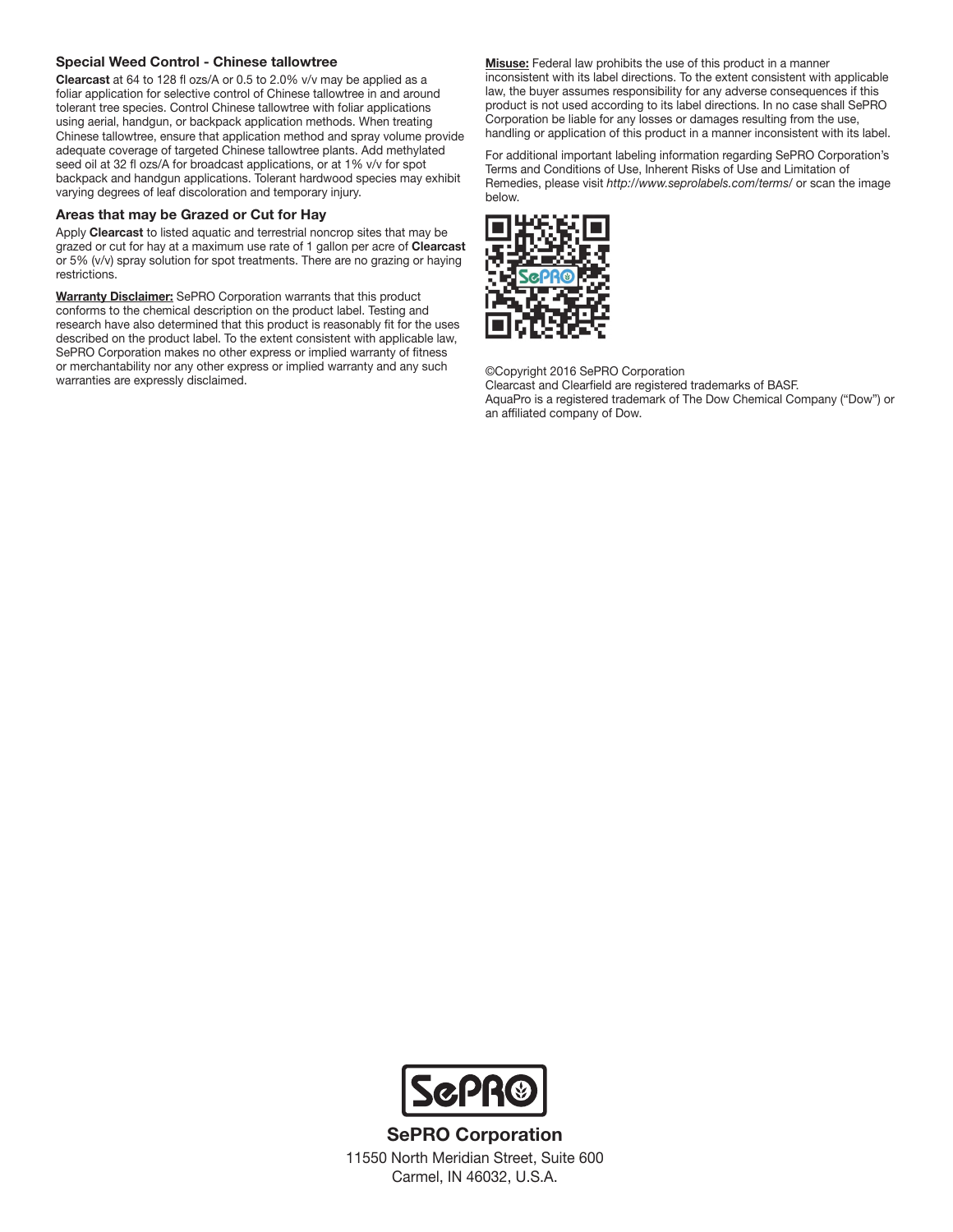### Special Weed Control - Chinese tallowtree

**Clearcast** at 64 to 128 fl ozs/A or 0.5 to 2.0% v/v may be applied as a foliar application for selective control of Chinese tallowtree in and around tolerant tree species. Control Chinese tallowtree with foliar applications using aerial, handgun, or backpack application methods. When treating Chinese tallowtree, ensure that application method and spray volume provide adequate coverage of targeted Chinese tallowtree plants. Add methylated seed oil at 32 fl ozs/A for broadcast applications, or at 1% v/v for spot backpack and handgun applications. Tolerant hardwood species may exhibit varying degrees of leaf discoloration and temporary injury.

### Areas that may be Grazed or Cut for Hay

Apply **Clearcast** to listed aquatic and terrestrial noncrop sites that may be grazed or cut for hay at a maximum use rate of 1 gallon per acre of **Clearcast** or 5% (v/v) spray solution for spot treatments. There are no grazing or haying restrictions.

**Warranty Disclaimer:** SePRO Corporation warrants that this product conforms to the chemical description on the product label. Testing and research have also determined that this product is reasonably fit for the uses described on the product label. To the extent consistent with applicable law, SePRO Corporation makes no other express or implied warranty of fitness or merchantability nor any other express or implied warranty and any such warranties are expressly disclaimed.

**Misuse:** Federal law prohibits the use of this product in a manner inconsistent with its label directions. To the extent consistent with applicable law, the buyer assumes responsibility for any adverse consequences if this product is not used according to its label directions. In no case shall SePRO Corporation be liable for any losses or damages resulting from the use, handling or application of this product in a manner inconsistent with its label.

For additional important labeling information regarding SePRO Corporation's Terms and Conditions of Use, Inherent Risks of Use and Limitation of Remedies, please visit *http://www.seprolabels.com/terms/* or scan the image below.

©Copyright 2016 SePRO Corporation
Clearcast and Clearfield are registered trademarks of BASF.
AquaPro is a registered trademark of The Dow Chemical Company ("Dow") or an affiliated company of Dow.

**SePRO Corporation**
11550 North Meridian Street, Suite 600
Carmel, IN 46032, U.S.A.